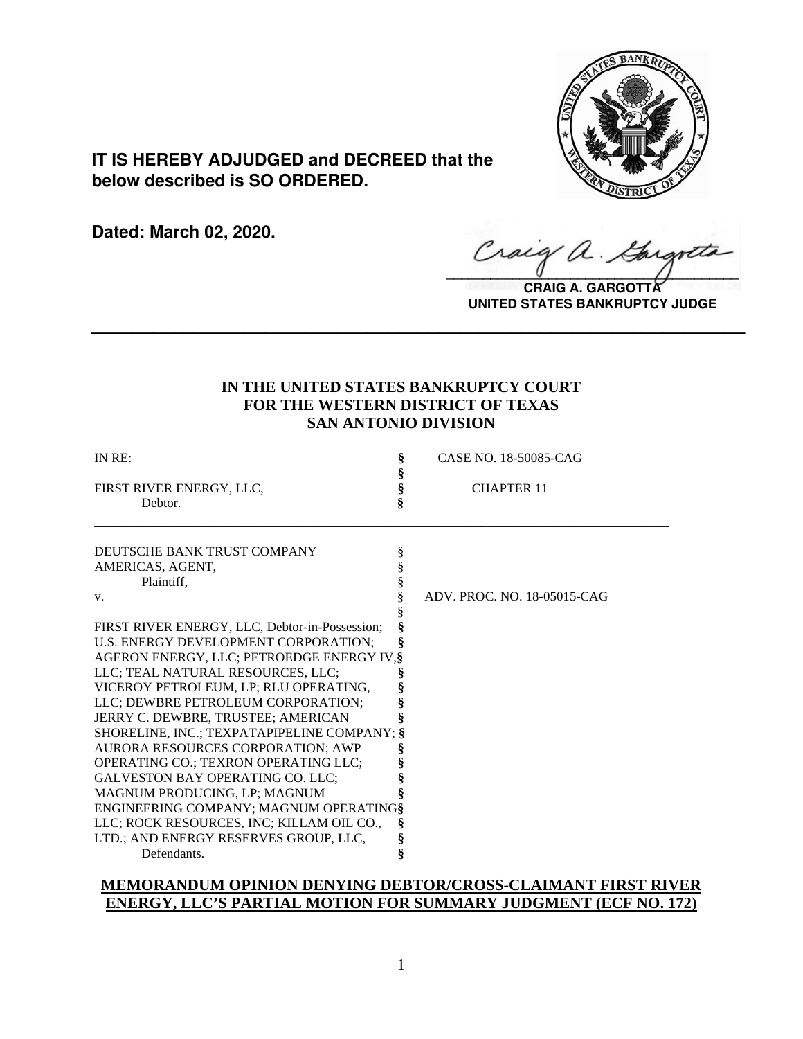**IT IS HEREBY ADJUDGED and DECREED that the below described is SO ORDERED.**

**Dated: March 02, 2020.**

**CRAIG A. GARGOTTA**
**UNITED STATES BANKRUPTCY JUDGE**

---

**IN THE UNITED STATES BANKRUPTCY COURT**
**FOR THE WESTERN DISTRICT OF TEXAS**
**SAN ANTONIO DIVISION**

| | | |
|---|---|---|
| IN RE: | § | CASE NO. 18-50085-CAG |
| | § | |
| FIRST RIVER ENERGY, LLC, | § | CHAPTER 11 |
| Debtor. | § | |

---

| | | |
|---|---|---|
| DEUTSCHE BANK TRUST COMPANY AMERICAS, AGENT, | § | |
| Plaintiff, | § | |
| v. | § | ADV. PROC. NO. 18-05015-CAG |
| | § | |
| FIRST RIVER ENERGY, LLC, Debtor-in-Possession; U.S. ENERGY DEVELOPMENT CORPORATION; AGERON ENERGY, LLC; PETROEDGE ENERGY IV, LLC; TEAL NATURAL RESOURCES, LLC; VICEROY PETROLEUM, LP; RLU OPERATING, LLC; DEWBRE PETROLEUM CORPORATION; JERRY C. DEWBRE, TRUSTEE; AMERICAN SHORELINE, INC.; TEXPATAPIPELINE COMPANY; AURORA RESOURCES CORPORATION; AWP OPERATING CO.; TEXRON OPERATING LLC; GALVESTON BAY OPERATING CO. LLC; MAGNUM PRODUCING, LP; MAGNUM ENGINEERING COMPANY; MAGNUM OPERATING LLC; ROCK RESOURCES, INC; KILLAM OIL CO., LTD.; AND ENERGY RESERVES GROUP, LLC, | § | |
| Defendants. | § | |

## MEMORANDUM OPINION DENYING DEBTOR/CROSS-CLAIMANT FIRST RIVER ENERGY, LLC'S PARTIAL MOTION FOR SUMMARY JUDGMENT (ECF NO. 172)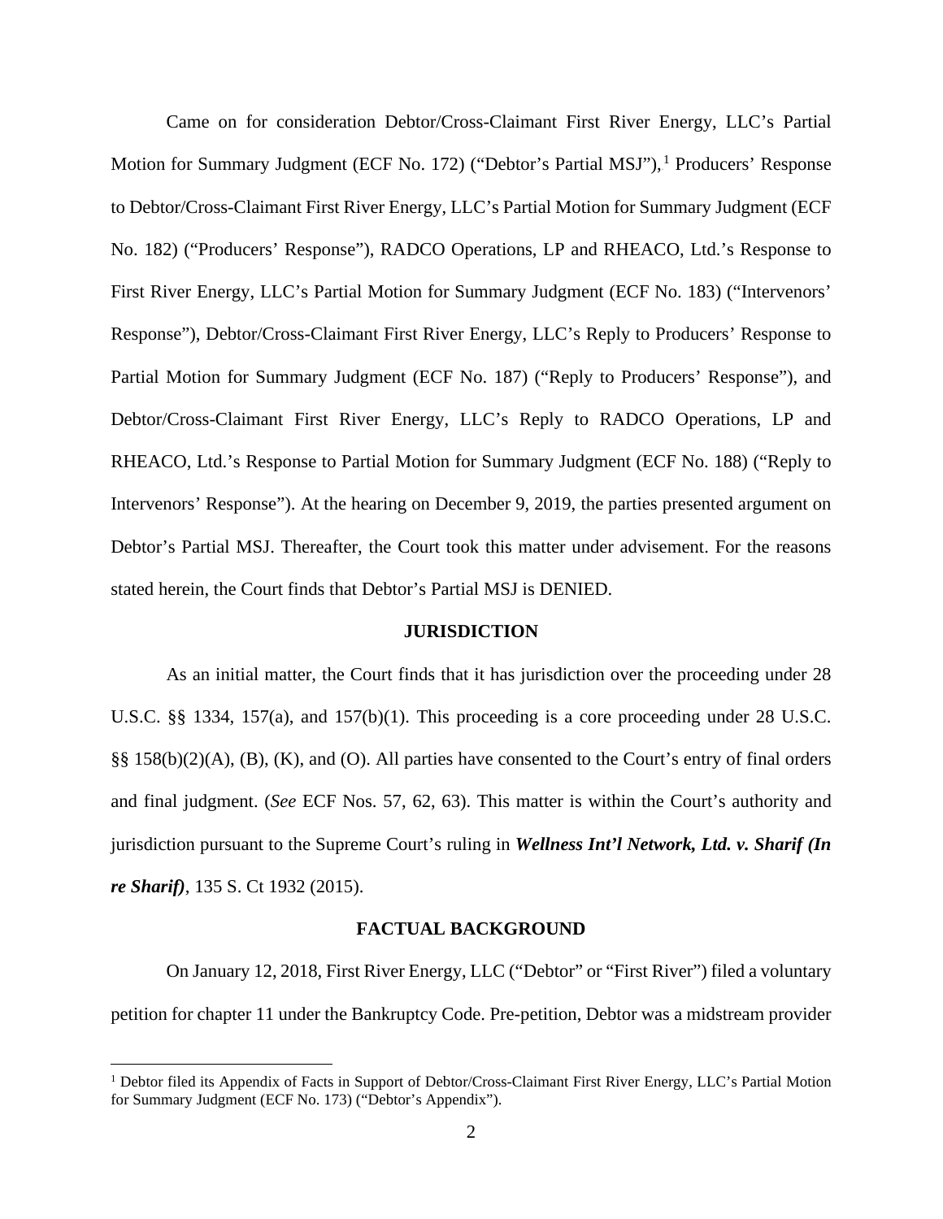Came on for consideration Debtor/Cross-Claimant First River Energy, LLC's Partial Motion for Summary Judgment (ECF No. 172) ("Debtor's Partial MSJ"),[1] Producers' Response to Debtor/Cross-Claimant First River Energy, LLC's Partial Motion for Summary Judgment (ECF No. 182) ("Producers' Response"), RADCO Operations, LP and RHEACO, Ltd.'s Response to First River Energy, LLC's Partial Motion for Summary Judgment (ECF No. 183) ("Intervenors' Response"), Debtor/Cross-Claimant First River Energy, LLC's Reply to Producers' Response to Partial Motion for Summary Judgment (ECF No. 187) ("Reply to Producers' Response"), and Debtor/Cross-Claimant First River Energy, LLC's Reply to RADCO Operations, LP and RHEACO, Ltd.'s Response to Partial Motion for Summary Judgment (ECF No. 188) ("Reply to Intervenors' Response"). At the hearing on December 9, 2019, the parties presented argument on Debtor's Partial MSJ. Thereafter, the Court took this matter under advisement. For the reasons stated herein, the Court finds that Debtor's Partial MSJ is DENIED.

## JURISDICTION

As an initial matter, the Court finds that it has jurisdiction over the proceeding under 28 U.S.C. §§ 1334, 157(a), and 157(b)(1). This proceeding is a core proceeding under 28 U.S.C. §§ 158(b)(2)(A), (B), (K), and (O). All parties have consented to the Court's entry of final orders and final judgment. (*See* ECF Nos. 57, 62, 63). This matter is within the Court's authority and jurisdiction pursuant to the Supreme Court's ruling in ***Wellness Int'l Network, Ltd. v. Sharif (In re Sharif)***, 135 S. Ct 1932 (2015).

## FACTUAL BACKGROUND

On January 12, 2018, First River Energy, LLC ("Debtor" or "First River") filed a voluntary petition for chapter 11 under the Bankruptcy Code. Pre-petition, Debtor was a midstream provider

[1] Debtor filed its Appendix of Facts in Support of Debtor/Cross-Claimant First River Energy, LLC's Partial Motion for Summary Judgment (ECF No. 173) ("Debtor's Appendix").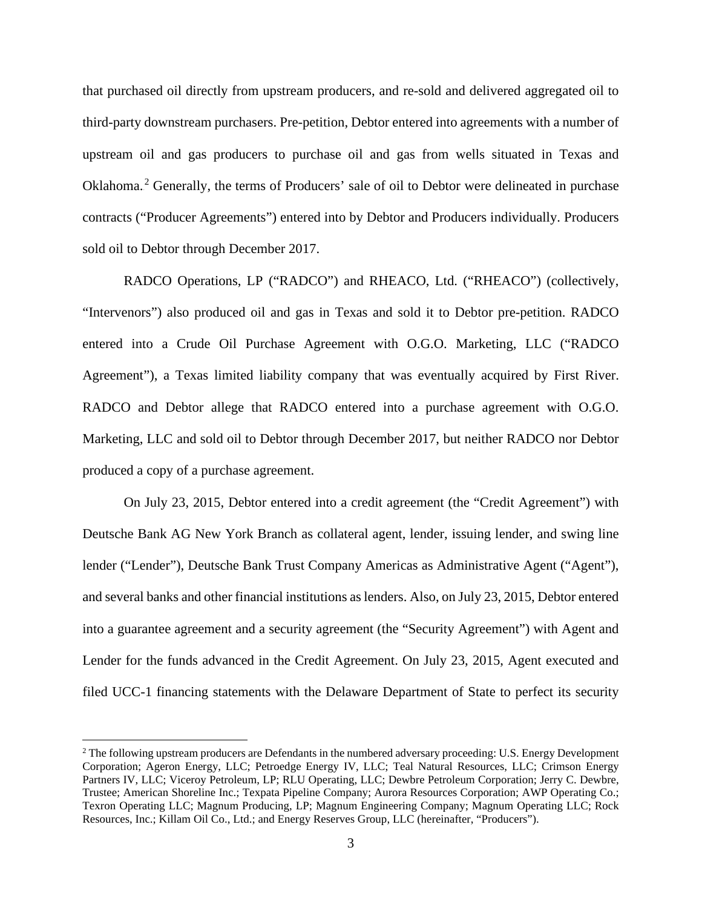that purchased oil directly from upstream producers, and re-sold and delivered aggregated oil to third-party downstream purchasers. Pre-petition, Debtor entered into agreements with a number of upstream oil and gas producers to purchase oil and gas from wells situated in Texas and Oklahoma.[2] Generally, the terms of Producers' sale of oil to Debtor were delineated in purchase contracts ("Producer Agreements") entered into by Debtor and Producers individually. Producers sold oil to Debtor through December 2017.

RADCO Operations, LP ("RADCO") and RHEACO, Ltd. ("RHEACO") (collectively, "Intervenors") also produced oil and gas in Texas and sold it to Debtor pre-petition. RADCO entered into a Crude Oil Purchase Agreement with O.G.O. Marketing, LLC ("RADCO Agreement"), a Texas limited liability company that was eventually acquired by First River. RADCO and Debtor allege that RADCO entered into a purchase agreement with O.G.O. Marketing, LLC and sold oil to Debtor through December 2017, but neither RADCO nor Debtor produced a copy of a purchase agreement.

On July 23, 2015, Debtor entered into a credit agreement (the "Credit Agreement") with Deutsche Bank AG New York Branch as collateral agent, lender, issuing lender, and swing line lender ("Lender"), Deutsche Bank Trust Company Americas as Administrative Agent ("Agent"), and several banks and other financial institutions as lenders. Also, on July 23, 2015, Debtor entered into a guarantee agreement and a security agreement (the "Security Agreement") with Agent and Lender for the funds advanced in the Credit Agreement. On July 23, 2015, Agent executed and filed UCC-1 financing statements with the Delaware Department of State to perfect its security

---

[2] The following upstream producers are Defendants in the numbered adversary proceeding: U.S. Energy Development Corporation; Ageron Energy, LLC; Petroedge Energy IV, LLC; Teal Natural Resources, LLC; Crimson Energy Partners IV, LLC; Viceroy Petroleum, LP; RLU Operating, LLC; Dewbre Petroleum Corporation; Jerry C. Dewbre, Trustee; American Shoreline Inc.; Texpata Pipeline Company; Aurora Resources Corporation; AWP Operating Co.; Texron Operating LLC; Magnum Producing, LP; Magnum Engineering Company; Magnum Operating LLC; Rock Resources, Inc.; Killam Oil Co., Ltd.; and Energy Reserves Group, LLC (hereinafter, "Producers").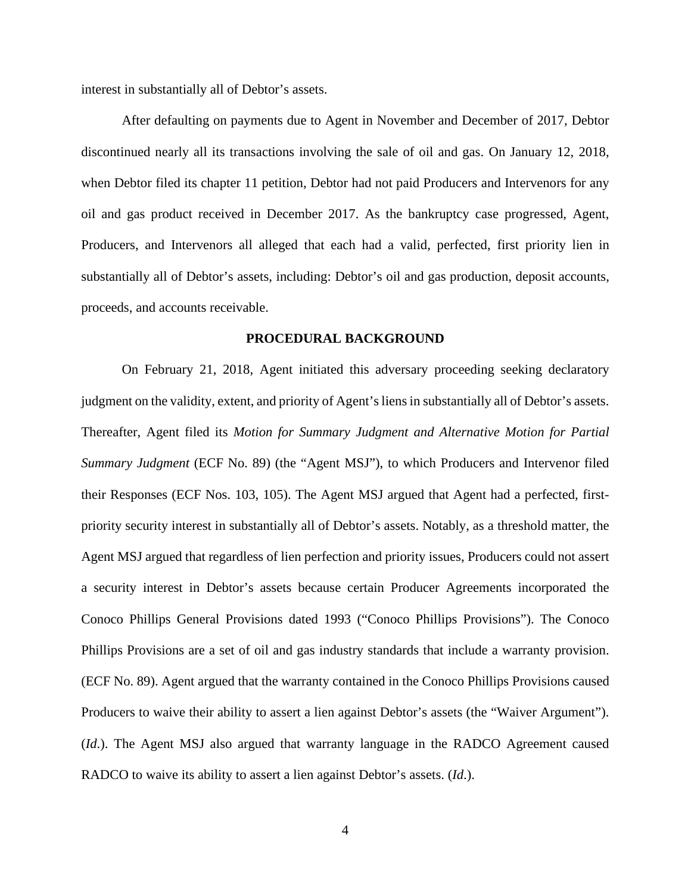interest in substantially all of Debtor's assets.

After defaulting on payments due to Agent in November and December of 2017, Debtor discontinued nearly all its transactions involving the sale of oil and gas. On January 12, 2018, when Debtor filed its chapter 11 petition, Debtor had not paid Producers and Intervenors for any oil and gas product received in December 2017. As the bankruptcy case progressed, Agent, Producers, and Intervenors all alleged that each had a valid, perfected, first priority lien in substantially all of Debtor's assets, including: Debtor's oil and gas production, deposit accounts, proceeds, and accounts receivable.

## PROCEDURAL BACKGROUND

On February 21, 2018, Agent initiated this adversary proceeding seeking declaratory judgment on the validity, extent, and priority of Agent's liens in substantially all of Debtor's assets. Thereafter, Agent filed its *Motion for Summary Judgment and Alternative Motion for Partial Summary Judgment* (ECF No. 89) (the "Agent MSJ"), to which Producers and Intervenor filed their Responses (ECF Nos. 103, 105). The Agent MSJ argued that Agent had a perfected, first-priority security interest in substantially all of Debtor's assets. Notably, as a threshold matter, the Agent MSJ argued that regardless of lien perfection and priority issues, Producers could not assert a security interest in Debtor's assets because certain Producer Agreements incorporated the Conoco Phillips General Provisions dated 1993 ("Conoco Phillips Provisions"). The Conoco Phillips Provisions are a set of oil and gas industry standards that include a warranty provision. (ECF No. 89). Agent argued that the warranty contained in the Conoco Phillips Provisions caused Producers to waive their ability to assert a lien against Debtor's assets (the "Waiver Argument"). (*Id.*). The Agent MSJ also argued that warranty language in the RADCO Agreement caused RADCO to waive its ability to assert a lien against Debtor's assets. (*Id.*).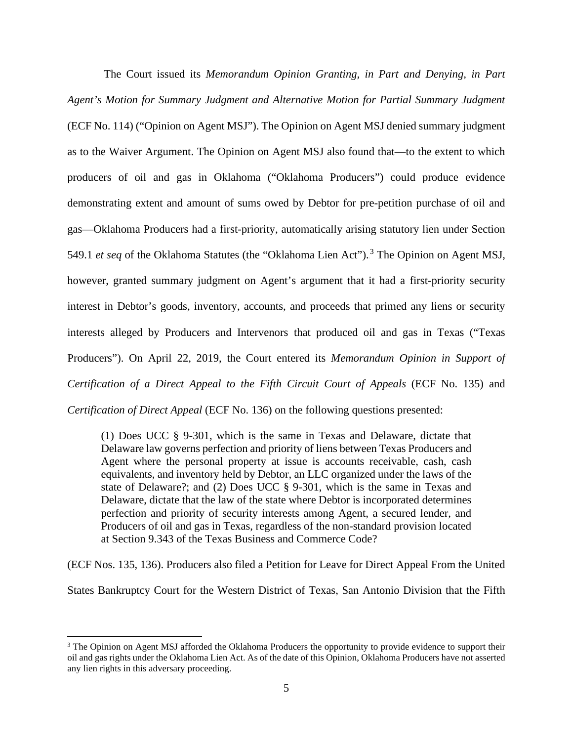The Court issued its *Memorandum Opinion Granting, in Part and Denying, in Part Agent's Motion for Summary Judgment and Alternative Motion for Partial Summary Judgment* (ECF No. 114) ("Opinion on Agent MSJ"). The Opinion on Agent MSJ denied summary judgment as to the Waiver Argument. The Opinion on Agent MSJ also found that—to the extent to which producers of oil and gas in Oklahoma ("Oklahoma Producers") could produce evidence demonstrating extent and amount of sums owed by Debtor for pre-petition purchase of oil and gas—Oklahoma Producers had a first-priority, automatically arising statutory lien under Section 549.1 *et seq* of the Oklahoma Statutes (the "Oklahoma Lien Act").[3] The Opinion on Agent MSJ, however, granted summary judgment on Agent's argument that it had a first-priority security interest in Debtor's goods, inventory, accounts, and proceeds that primed any liens or security interests alleged by Producers and Intervenors that produced oil and gas in Texas ("Texas Producers"). On April 22, 2019, the Court entered its *Memorandum Opinion in Support of Certification of a Direct Appeal to the Fifth Circuit Court of Appeals* (ECF No. 135) and *Certification of Direct Appeal* (ECF No. 136) on the following questions presented:

> (1) Does UCC § 9-301, which is the same in Texas and Delaware, dictate that Delaware law governs perfection and priority of liens between Texas Producers and Agent where the personal property at issue is accounts receivable, cash, cash equivalents, and inventory held by Debtor, an LLC organized under the laws of the state of Delaware?; and (2) Does UCC § 9-301, which is the same in Texas and Delaware, dictate that the law of the state where Debtor is incorporated determines perfection and priority of security interests among Agent, a secured lender, and Producers of oil and gas in Texas, regardless of the non-standard provision located at Section 9.343 of the Texas Business and Commerce Code?

(ECF Nos. 135, 136). Producers also filed a Petition for Leave for Direct Appeal From the United States Bankruptcy Court for the Western District of Texas, San Antonio Division that the Fifth

---

[3] The Opinion on Agent MSJ afforded the Oklahoma Producers the opportunity to provide evidence to support their oil and gas rights under the Oklahoma Lien Act. As of the date of this Opinion, Oklahoma Producers have not asserted any lien rights in this adversary proceeding.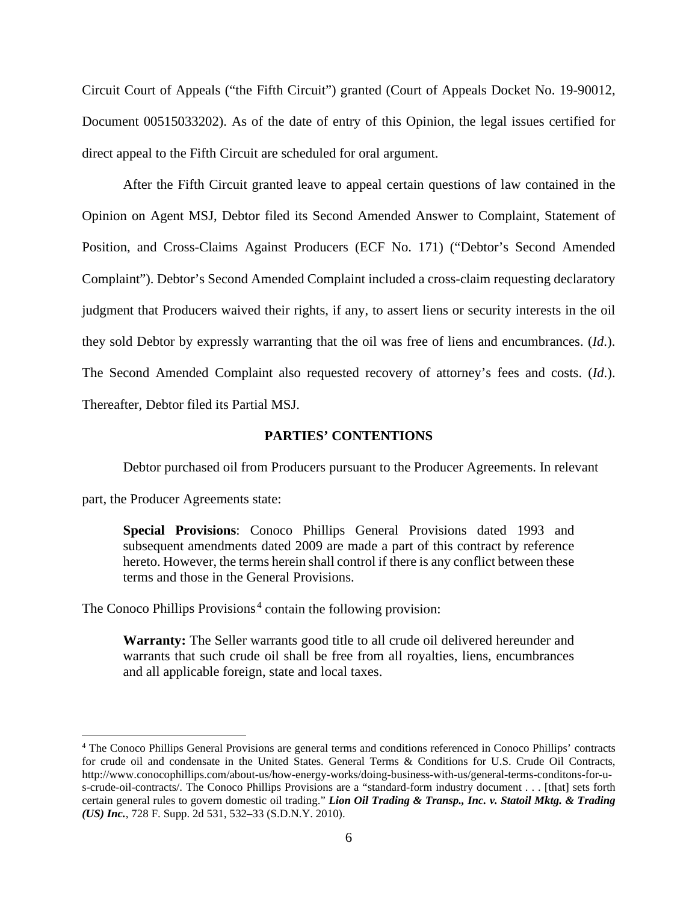Circuit Court of Appeals ("the Fifth Circuit") granted (Court of Appeals Docket No. 19-90012, Document 00515033202). As of the date of entry of this Opinion, the legal issues certified for direct appeal to the Fifth Circuit are scheduled for oral argument.

After the Fifth Circuit granted leave to appeal certain questions of law contained in the Opinion on Agent MSJ, Debtor filed its Second Amended Answer to Complaint, Statement of Position, and Cross-Claims Against Producers (ECF No. 171) ("Debtor's Second Amended Complaint"). Debtor's Second Amended Complaint included a cross-claim requesting declaratory judgment that Producers waived their rights, if any, to assert liens or security interests in the oil they sold Debtor by expressly warranting that the oil was free of liens and encumbrances. (*Id*.). The Second Amended Complaint also requested recovery of attorney's fees and costs. (*Id*.). Thereafter, Debtor filed its Partial MSJ.

## PARTIES' CONTENTIONS

Debtor purchased oil from Producers pursuant to the Producer Agreements. In relevant part, the Producer Agreements state:

> **Special Provisions**: Conoco Phillips General Provisions dated 1993 and subsequent amendments dated 2009 are made a part of this contract by reference hereto. However, the terms herein shall control if there is any conflict between these terms and those in the General Provisions.

The Conoco Phillips Provisions[4] contain the following provision:

> **Warranty:** The Seller warrants good title to all crude oil delivered hereunder and warrants that such crude oil shall be free from all royalties, liens, encumbrances and all applicable foreign, state and local taxes.

---

[4] The Conoco Phillips General Provisions are general terms and conditions referenced in Conoco Phillips' contracts for crude oil and condensate in the United States. General Terms & Conditions for U.S. Crude Oil Contracts, http://www.conocophillips.com/about-us/how-energy-works/doing-business-with-us/general-terms-conditons-for-u-s-crude-oil-contracts/. The Conoco Phillips Provisions are a "standard-form industry document . . . [that] sets forth certain general rules to govern domestic oil trading." ***Lion Oil Trading & Transp., Inc. v. Statoil Mktg. & Trading (US) Inc.***, 728 F. Supp. 2d 531, 532–33 (S.D.N.Y. 2010).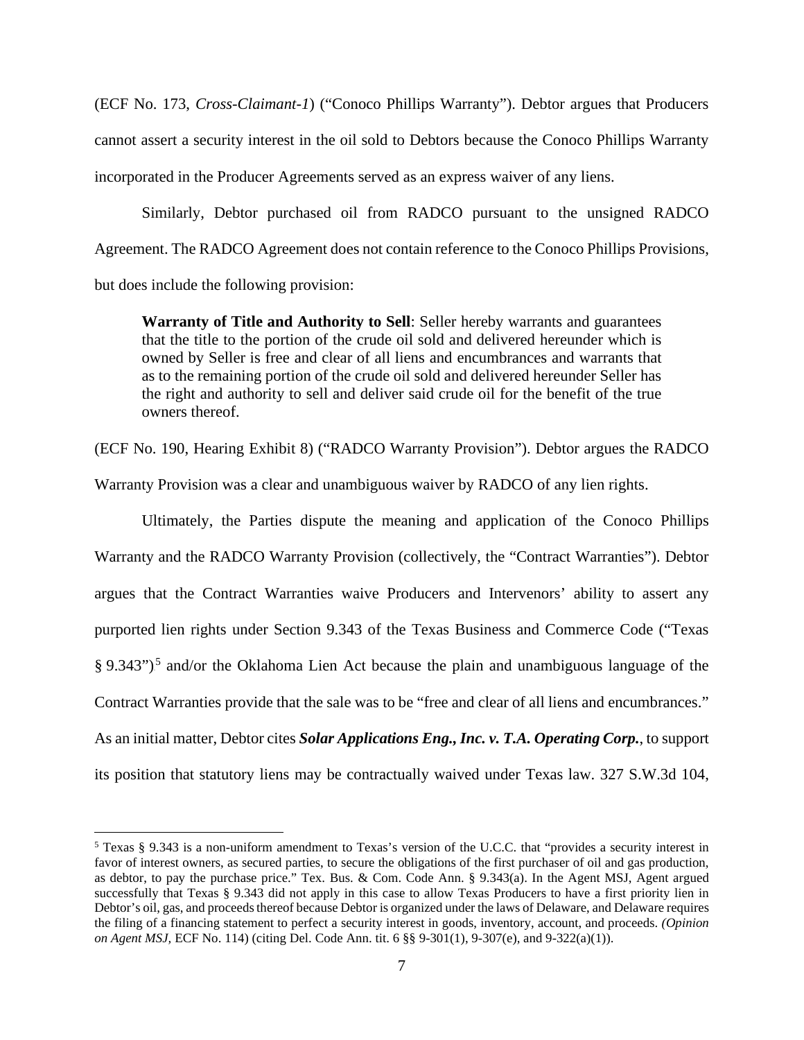(ECF No. 173, *Cross-Claimant-1*) ("Conoco Phillips Warranty"). Debtor argues that Producers cannot assert a security interest in the oil sold to Debtors because the Conoco Phillips Warranty incorporated in the Producer Agreements served as an express waiver of any liens.

Similarly, Debtor purchased oil from RADCO pursuant to the unsigned RADCO Agreement. The RADCO Agreement does not contain reference to the Conoco Phillips Provisions, but does include the following provision:

> **Warranty of Title and Authority to Sell**: Seller hereby warrants and guarantees that the title to the portion of the crude oil sold and delivered hereunder which is owned by Seller is free and clear of all liens and encumbrances and warrants that as to the remaining portion of the crude oil sold and delivered hereunder Seller has the right and authority to sell and deliver said crude oil for the benefit of the true owners thereof.

(ECF No. 190, Hearing Exhibit 8) ("RADCO Warranty Provision"). Debtor argues the RADCO Warranty Provision was a clear and unambiguous waiver by RADCO of any lien rights.

Ultimately, the Parties dispute the meaning and application of the Conoco Phillips Warranty and the RADCO Warranty Provision (collectively, the "Contract Warranties"). Debtor argues that the Contract Warranties waive Producers and Intervenors' ability to assert any purported lien rights under Section 9.343 of the Texas Business and Commerce Code ("Texas § 9.343")[5] and/or the Oklahoma Lien Act because the plain and unambiguous language of the Contract Warranties provide that the sale was to be "free and clear of all liens and encumbrances." As an initial matter, Debtor cites ***Solar Applications Eng., Inc. v. T.A. Operating Corp.***, to support its position that statutory liens may be contractually waived under Texas law. 327 S.W.3d 104,

---

[5] Texas § 9.343 is a non-uniform amendment to Texas's version of the U.C.C. that "provides a security interest in favor of interest owners, as secured parties, to secure the obligations of the first purchaser of oil and gas production, as debtor, to pay the purchase price." Tex. Bus. & Com. Code Ann. § 9.343(a). In the Agent MSJ, Agent argued successfully that Texas § 9.343 did not apply in this case to allow Texas Producers to have a first priority lien in Debtor's oil, gas, and proceeds thereof because Debtor is organized under the laws of Delaware, and Delaware requires the filing of a financing statement to perfect a security interest in goods, inventory, account, and proceeds. *(Opinion on Agent MSJ*, ECF No. 114) (citing Del. Code Ann. tit. 6 §§ 9-301(1), 9-307(e), and 9-322(a)(1)).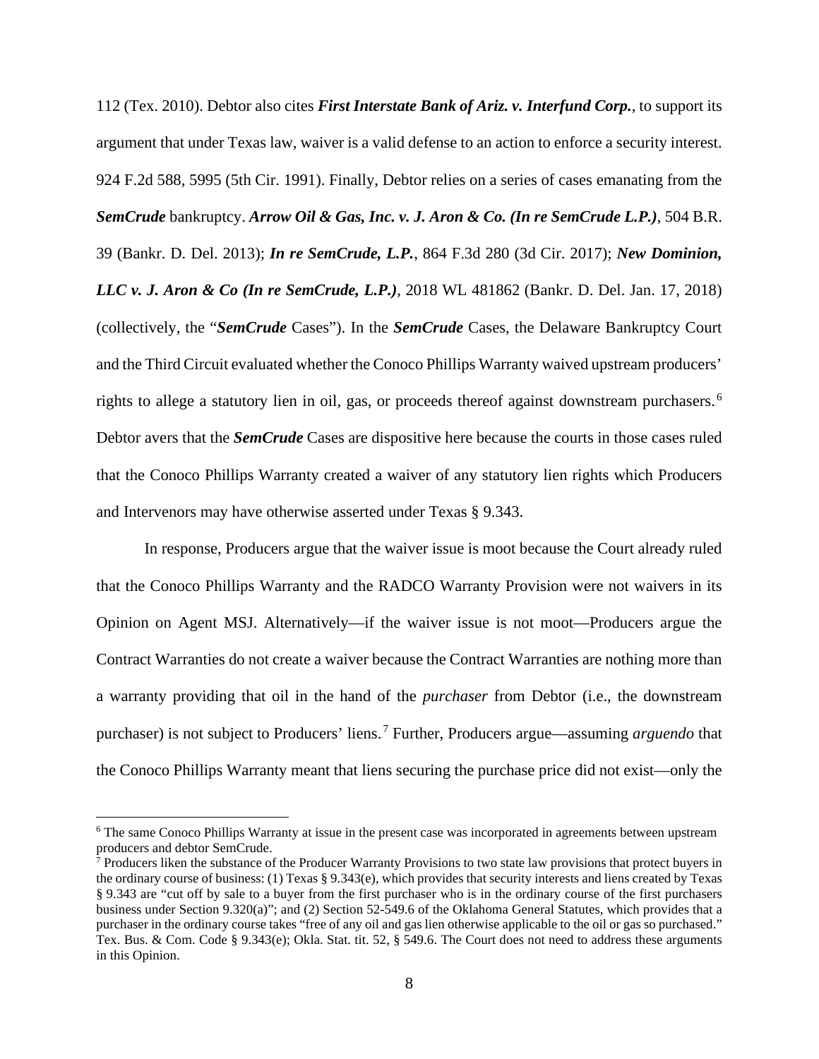112 (Tex. 2010). Debtor also cites ***First Interstate Bank of Ariz. v. Interfund Corp.***, to support its argument that under Texas law, waiver is a valid defense to an action to enforce a security interest. 924 F.2d 588, 5995 (5th Cir. 1991). Finally, Debtor relies on a series of cases emanating from the ***SemCrude*** bankruptcy. ***Arrow Oil & Gas, Inc. v. J. Aron & Co. (In re SemCrude L.P.)***, 504 B.R. 39 (Bankr. D. Del. 2013); ***In re SemCrude, L.P.***, 864 F.3d 280 (3d Cir. 2017); ***New Dominion, LLC v. J. Aron & Co (In re SemCrude, L.P.)***, 2018 WL 481862 (Bankr. D. Del. Jan. 17, 2018) (collectively, the "***SemCrude*** Cases"). In the ***SemCrude*** Cases, the Delaware Bankruptcy Court and the Third Circuit evaluated whether the Conoco Phillips Warranty waived upstream producers' rights to allege a statutory lien in oil, gas, or proceeds thereof against downstream purchasers.[6] Debtor avers that the ***SemCrude*** Cases are dispositive here because the courts in those cases ruled that the Conoco Phillips Warranty created a waiver of any statutory lien rights which Producers and Intervenors may have otherwise asserted under Texas § 9.343.

In response, Producers argue that the waiver issue is moot because the Court already ruled that the Conoco Phillips Warranty and the RADCO Warranty Provision were not waivers in its Opinion on Agent MSJ. Alternatively—if the waiver issue is not moot—Producers argue the Contract Warranties do not create a waiver because the Contract Warranties are nothing more than a warranty providing that oil in the hand of the *purchaser* from Debtor (i.e., the downstream purchaser) is not subject to Producers' liens.[7] Further, Producers argue—assuming *arguendo* that the Conoco Phillips Warranty meant that liens securing the purchase price did not exist—only the

---

[6] The same Conoco Phillips Warranty at issue in the present case was incorporated in agreements between upstream producers and debtor SemCrude.

[7] Producers liken the substance of the Producer Warranty Provisions to two state law provisions that protect buyers in the ordinary course of business: (1) Texas § 9.343(e), which provides that security interests and liens created by Texas § 9.343 are "cut off by sale to a buyer from the first purchaser who is in the ordinary course of the first purchasers business under Section 9.320(a)"; and (2) Section 52-549.6 of the Oklahoma General Statutes, which provides that a purchaser in the ordinary course takes "free of any oil and gas lien otherwise applicable to the oil or gas so purchased." Tex. Bus. & Com. Code § 9.343(e); Okla. Stat. tit. 52, § 549.6. The Court does not need to address these arguments in this Opinion.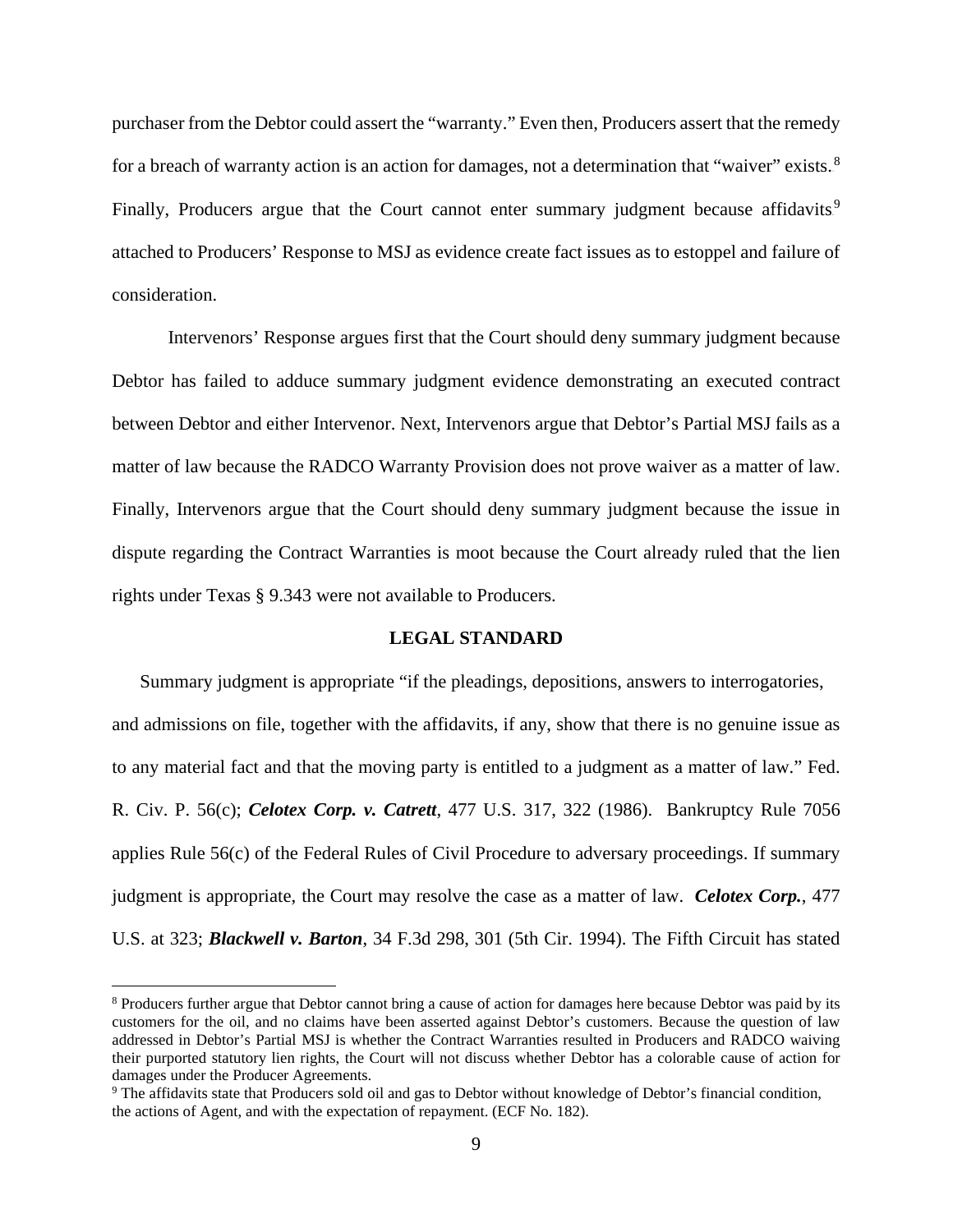purchaser from the Debtor could assert the "warranty." Even then, Producers assert that the remedy for a breach of warranty action is an action for damages, not a determination that "waiver" exists.[8] Finally, Producers argue that the Court cannot enter summary judgment because affidavits[9] attached to Producers' Response to MSJ as evidence create fact issues as to estoppel and failure of consideration.

Intervenors' Response argues first that the Court should deny summary judgment because Debtor has failed to adduce summary judgment evidence demonstrating an executed contract between Debtor and either Intervenor. Next, Intervenors argue that Debtor's Partial MSJ fails as a matter of law because the RADCO Warranty Provision does not prove waiver as a matter of law. Finally, Intervenors argue that the Court should deny summary judgment because the issue in dispute regarding the Contract Warranties is moot because the Court already ruled that the lien rights under Texas § 9.343 were not available to Producers.

## LEGAL STANDARD

Summary judgment is appropriate "if the pleadings, depositions, answers to interrogatories, and admissions on file, together with the affidavits, if any, show that there is no genuine issue as to any material fact and that the moving party is entitled to a judgment as a matter of law." Fed. R. Civ. P. 56(c); ***Celotex Corp. v. Catrett***, 477 U.S. 317, 322 (1986). Bankruptcy Rule 7056 applies Rule 56(c) of the Federal Rules of Civil Procedure to adversary proceedings. If summary judgment is appropriate, the Court may resolve the case as a matter of law. ***Celotex Corp.***, 477 U.S. at 323; ***Blackwell v. Barton***, 34 F.3d 298, 301 (5th Cir. 1994). The Fifth Circuit has stated

---

[8] Producers further argue that Debtor cannot bring a cause of action for damages here because Debtor was paid by its customers for the oil, and no claims have been asserted against Debtor's customers. Because the question of law addressed in Debtor's Partial MSJ is whether the Contract Warranties resulted in Producers and RADCO waiving their purported statutory lien rights, the Court will not discuss whether Debtor has a colorable cause of action for damages under the Producer Agreements.

[9] The affidavits state that Producers sold oil and gas to Debtor without knowledge of Debtor's financial condition, the actions of Agent, and with the expectation of repayment. (ECF No. 182).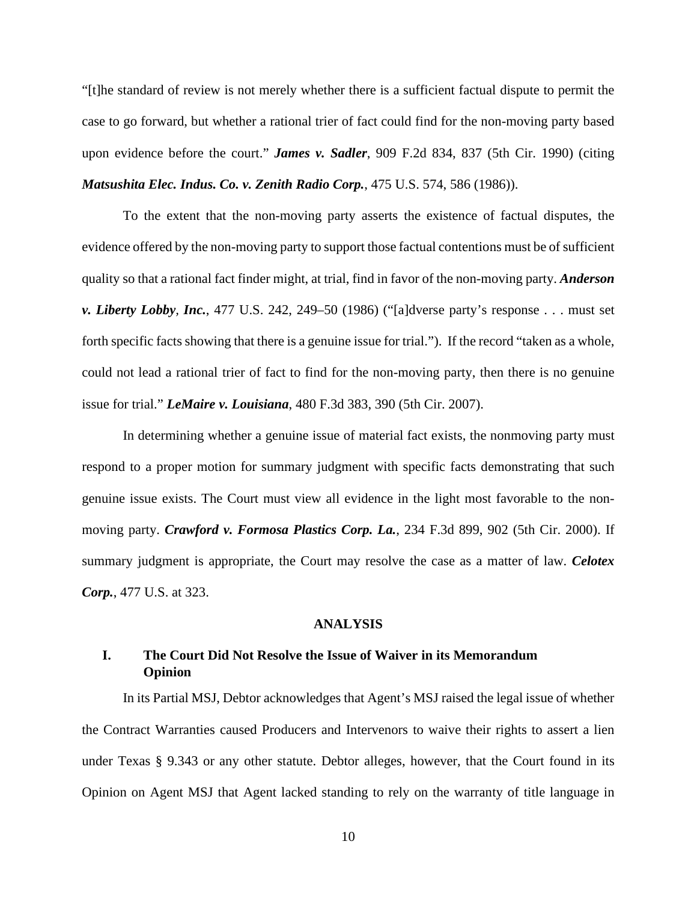"[t]he standard of review is not merely whether there is a sufficient factual dispute to permit the case to go forward, but whether a rational trier of fact could find for the non-moving party based upon evidence before the court." ***James v. Sadler***, 909 F.2d 834, 837 (5th Cir. 1990) (citing ***Matsushita Elec. Indus. Co. v. Zenith Radio Corp.***, 475 U.S. 574, 586 (1986)).

To the extent that the non-moving party asserts the existence of factual disputes, the evidence offered by the non-moving party to support those factual contentions must be of sufficient quality so that a rational fact finder might, at trial, find in favor of the non-moving party. ***Anderson v. Liberty Lobby, Inc.***, 477 U.S. 242, 249–50 (1986) ("[a]dverse party's response . . . must set forth specific facts showing that there is a genuine issue for trial."). If the record "taken as a whole, could not lead a rational trier of fact to find for the non-moving party, then there is no genuine issue for trial." ***LeMaire v. Louisiana***, 480 F.3d 383, 390 (5th Cir. 2007).

In determining whether a genuine issue of material fact exists, the nonmoving party must respond to a proper motion for summary judgment with specific facts demonstrating that such genuine issue exists. The Court must view all evidence in the light most favorable to the non-moving party. ***Crawford v. Formosa Plastics Corp. La.***, 234 F.3d 899, 902 (5th Cir. 2000). If summary judgment is appropriate, the Court may resolve the case as a matter of law. ***Celotex Corp.***, 477 U.S. at 323.

## ANALYSIS

### I. The Court Did Not Resolve the Issue of Waiver in its Memorandum Opinion

In its Partial MSJ, Debtor acknowledges that Agent's MSJ raised the legal issue of whether the Contract Warranties caused Producers and Intervenors to waive their rights to assert a lien under Texas § 9.343 or any other statute. Debtor alleges, however, that the Court found in its Opinion on Agent MSJ that Agent lacked standing to rely on the warranty of title language in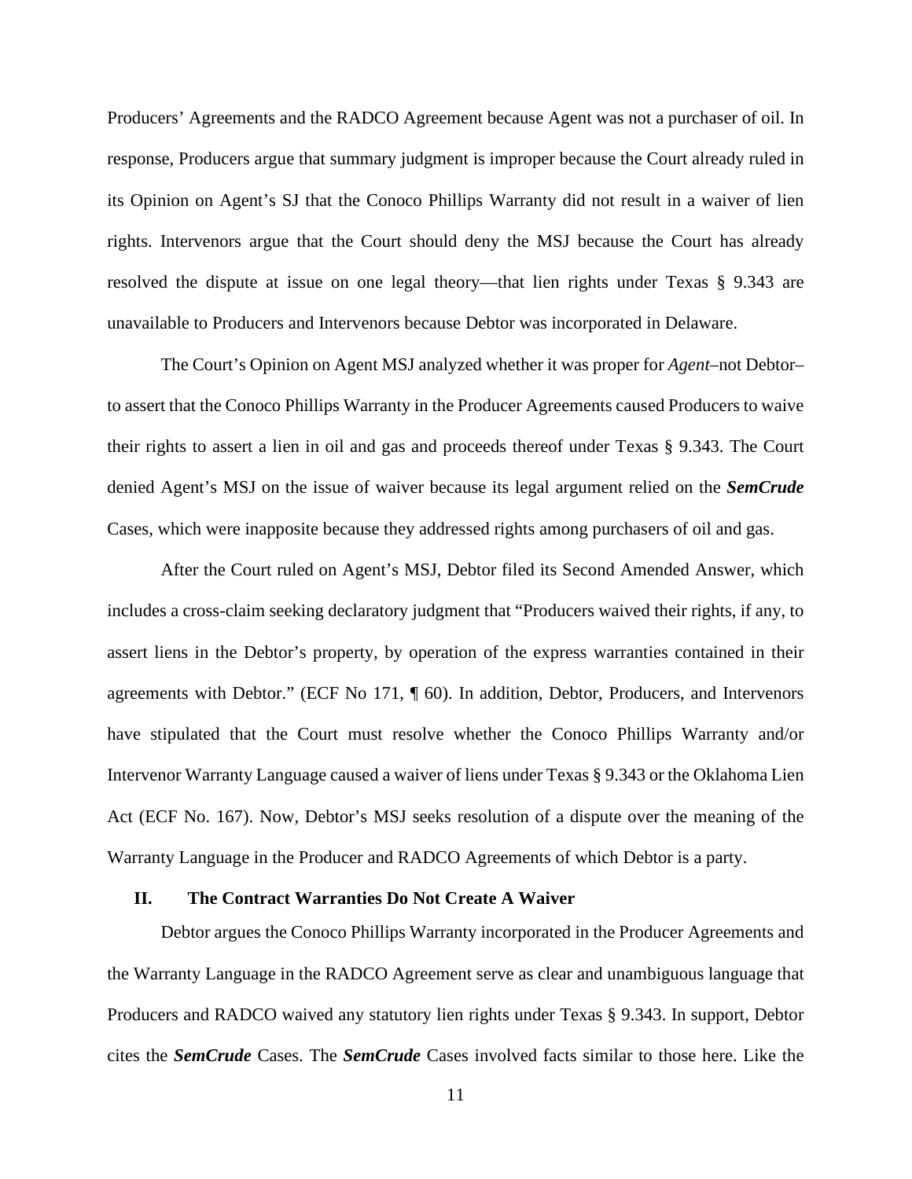Producers' Agreements and the RADCO Agreement because Agent was not a purchaser of oil. In response, Producers argue that summary judgment is improper because the Court already ruled in its Opinion on Agent's SJ that the Conoco Phillips Warranty did not result in a waiver of lien rights. Intervenors argue that the Court should deny the MSJ because the Court has already resolved the dispute at issue on one legal theory—that lien rights under Texas § 9.343 are unavailable to Producers and Intervenors because Debtor was incorporated in Delaware.

The Court's Opinion on Agent MSJ analyzed whether it was proper for *Agent*–not Debtor–to assert that the Conoco Phillips Warranty in the Producer Agreements caused Producers to waive their rights to assert a lien in oil and gas and proceeds thereof under Texas § 9.343. The Court denied Agent's MSJ on the issue of waiver because its legal argument relied on the ***SemCrude*** Cases, which were inapposite because they addressed rights among purchasers of oil and gas.

After the Court ruled on Agent's MSJ, Debtor filed its Second Amended Answer, which includes a cross-claim seeking declaratory judgment that "Producers waived their rights, if any, to assert liens in the Debtor's property, by operation of the express warranties contained in their agreements with Debtor." (ECF No 171, ¶ 60). In addition, Debtor, Producers, and Intervenors have stipulated that the Court must resolve whether the Conoco Phillips Warranty and/or Intervenor Warranty Language caused a waiver of liens under Texas § 9.343 or the Oklahoma Lien Act (ECF No. 167). Now, Debtor's MSJ seeks resolution of a dispute over the meaning of the Warranty Language in the Producer and RADCO Agreements of which Debtor is a party.

## II. The Contract Warranties Do Not Create A Waiver

Debtor argues the Conoco Phillips Warranty incorporated in the Producer Agreements and the Warranty Language in the RADCO Agreement serve as clear and unambiguous language that Producers and RADCO waived any statutory lien rights under Texas § 9.343. In support, Debtor cites the ***SemCrude*** Cases. The ***SemCrude*** Cases involved facts similar to those here. Like the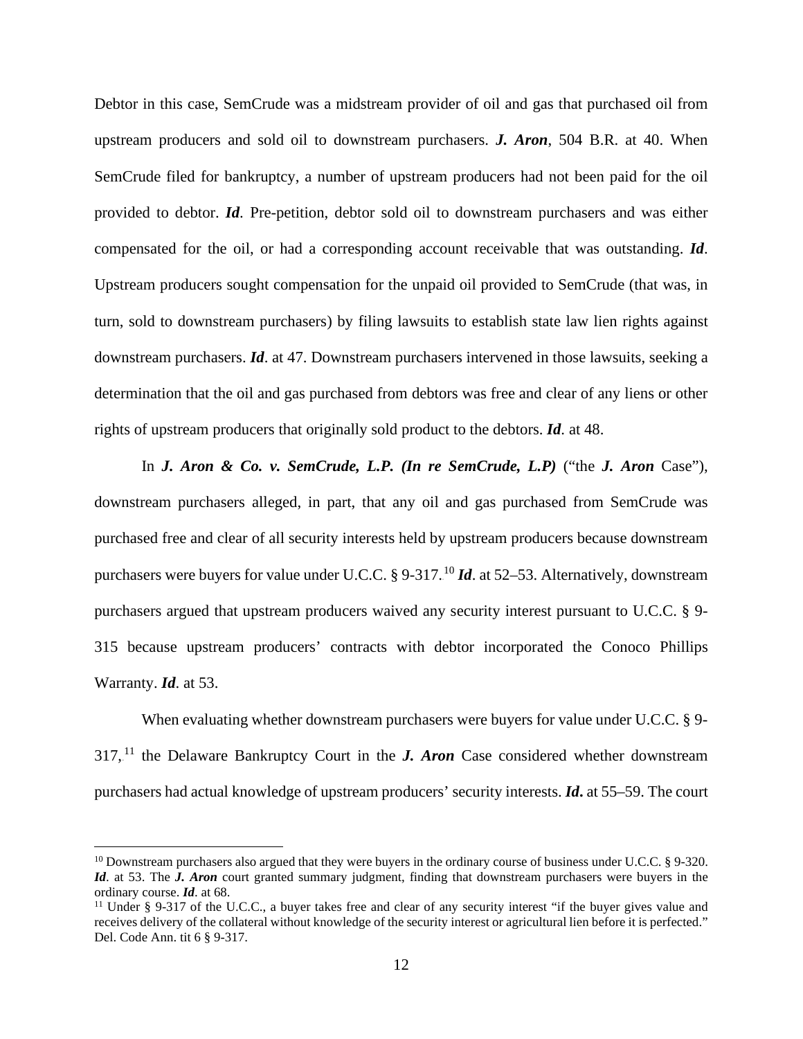Debtor in this case, SemCrude was a midstream provider of oil and gas that purchased oil from upstream producers and sold oil to downstream purchasers. ***J. Aron***, 504 B.R. at 40. When SemCrude filed for bankruptcy, a number of upstream producers had not been paid for the oil provided to debtor. ***Id***. Pre-petition, debtor sold oil to downstream purchasers and was either compensated for the oil, or had a corresponding account receivable that was outstanding. ***Id***. Upstream producers sought compensation for the unpaid oil provided to SemCrude (that was, in turn, sold to downstream purchasers) by filing lawsuits to establish state law lien rights against downstream purchasers. ***Id***. at 47. Downstream purchasers intervened in those lawsuits, seeking a determination that the oil and gas purchased from debtors was free and clear of any liens or other rights of upstream producers that originally sold product to the debtors. ***Id***. at 48.

In ***J. Aron & Co. v. SemCrude, L.P. (In re SemCrude, L.P)*** ("the ***J. Aron*** Case"), downstream purchasers alleged, in part, that any oil and gas purchased from SemCrude was purchased free and clear of all security interests held by upstream producers because downstream purchasers were buyers for value under U.C.C. § 9-317.[10] ***Id***. at 52–53. Alternatively, downstream purchasers argued that upstream producers waived any security interest pursuant to U.C.C. § 9-315 because upstream producers' contracts with debtor incorporated the Conoco Phillips Warranty. ***Id***. at 53.

When evaluating whether downstream purchasers were buyers for value under U.C.C. § 9-317,[11] the Delaware Bankruptcy Court in the ***J. Aron*** Case considered whether downstream purchasers had actual knowledge of upstream producers' security interests. ***Id*.** at 55–59. The court

---

[10] Downstream purchasers also argued that they were buyers in the ordinary course of business under U.C.C. § 9-320. ***Id***. at 53. The ***J. Aron*** court granted summary judgment, finding that downstream purchasers were buyers in the ordinary course. ***Id***. at 68.

[11] Under § 9-317 of the U.C.C., a buyer takes free and clear of any security interest "if the buyer gives value and receives delivery of the collateral without knowledge of the security interest or agricultural lien before it is perfected." Del. Code Ann. tit 6 § 9-317.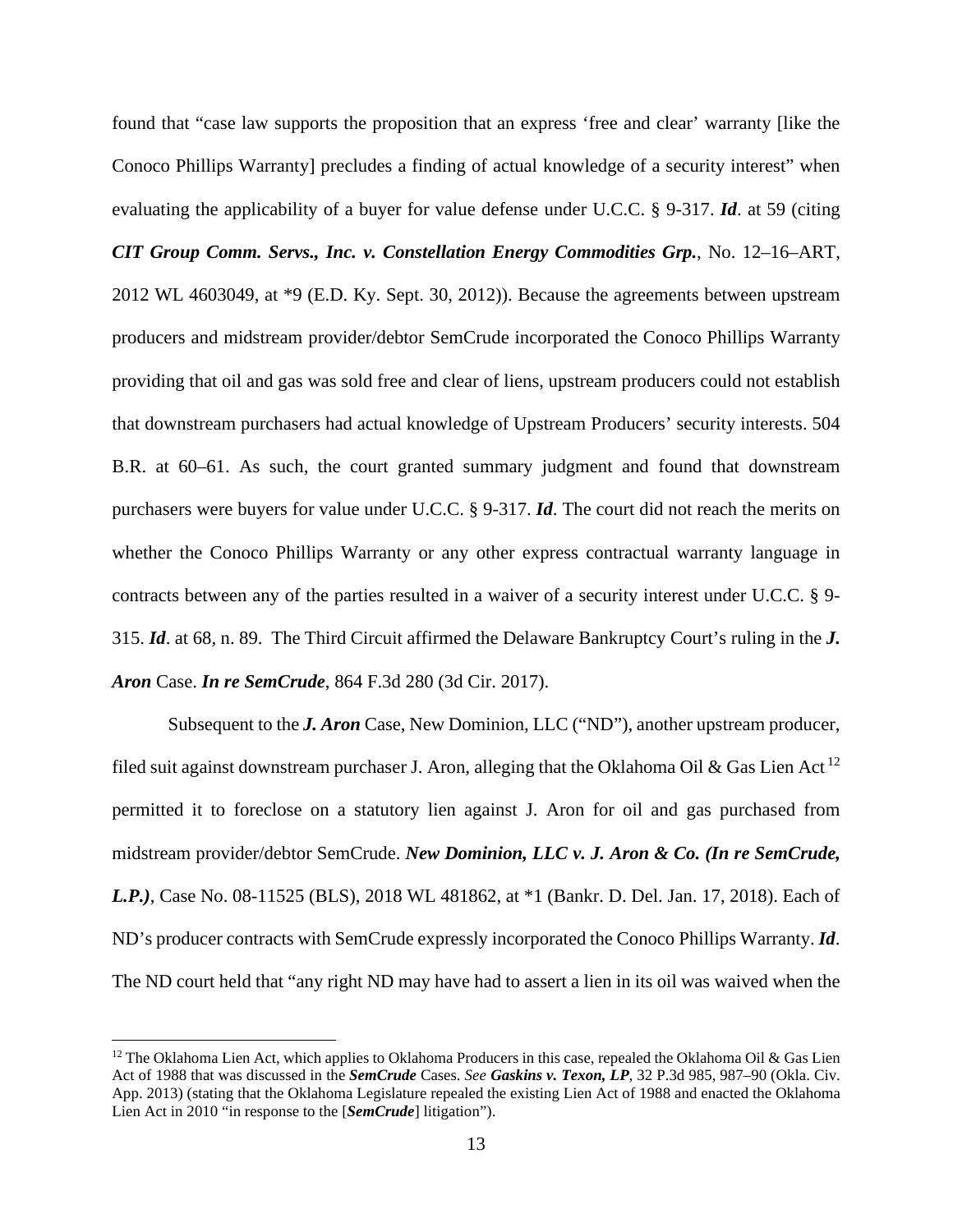found that "case law supports the proposition that an express 'free and clear' warranty [like the Conoco Phillips Warranty] precludes a finding of actual knowledge of a security interest" when evaluating the applicability of a buyer for value defense under U.C.C. § 9-317. ***Id***. at 59 (citing ***CIT Group Comm. Servs., Inc. v. Constellation Energy Commodities Grp.***, No. 12–16–ART, 2012 WL 4603049, at *9 (E.D. Ky. Sept. 30, 2012)). Because the agreements between upstream producers and midstream provider/debtor SemCrude incorporated the Conoco Phillips Warranty providing that oil and gas was sold free and clear of liens, upstream producers could not establish that downstream purchasers had actual knowledge of Upstream Producers' security interests. 504 B.R. at 60–61. As such, the court granted summary judgment and found that downstream purchasers were buyers for value under U.C.C. § 9-317. ***Id***. The court did not reach the merits on whether the Conoco Phillips Warranty or any other express contractual warranty language in contracts between any of the parties resulted in a waiver of a security interest under U.C.C. § 9-315. ***Id***. at 68, n. 89. The Third Circuit affirmed the Delaware Bankruptcy Court's ruling in the ***J. Aron*** Case. ***In re SemCrude***, 864 F.3d 280 (3d Cir. 2017).

Subsequent to the ***J. Aron*** Case, New Dominion, LLC ("ND"), another upstream producer, filed suit against downstream purchaser J. Aron, alleging that the Oklahoma Oil & Gas Lien Act[12] permitted it to foreclose on a statutory lien against J. Aron for oil and gas purchased from midstream provider/debtor SemCrude. ***New Dominion, LLC v. J. Aron & Co. (In re SemCrude, L.P.)***, Case No. 08-11525 (BLS), 2018 WL 481862, at *1 (Bankr. D. Del. Jan. 17, 2018). Each of ND's producer contracts with SemCrude expressly incorporated the Conoco Phillips Warranty. ***Id***. The ND court held that "any right ND may have had to assert a lien in its oil was waived when the

---

[12] The Oklahoma Lien Act, which applies to Oklahoma Producers in this case, repealed the Oklahoma Oil & Gas Lien Act of 1988 that was discussed in the ***SemCrude*** Cases. *See* ***Gaskins v. Texon, LP***, 32 P.3d 985, 987–90 (Okla. Civ. App. 2013) (stating that the Oklahoma Legislature repealed the existing Lien Act of 1988 and enacted the Oklahoma Lien Act in 2010 "in response to the [***SemCrude***] litigation").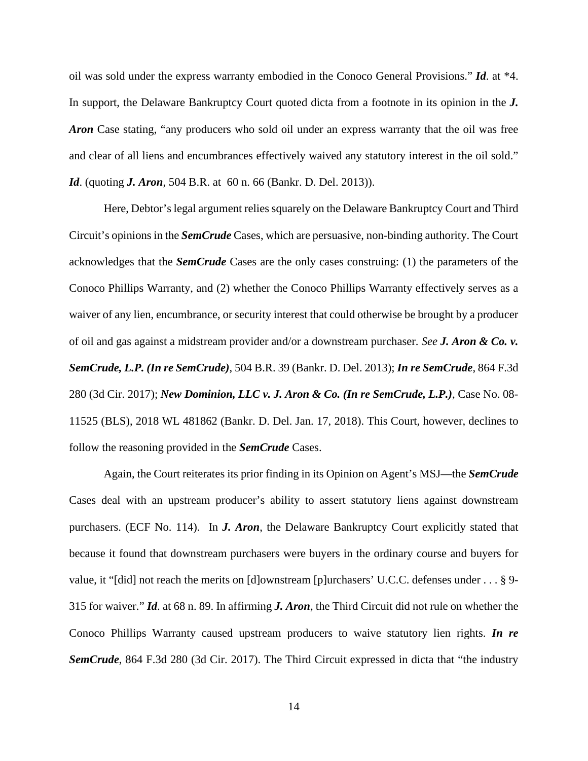oil was sold under the express warranty embodied in the Conoco General Provisions." ***Id***. at *4. In support, the Delaware Bankruptcy Court quoted dicta from a footnote in its opinion in the ***J. Aron*** Case stating, "any producers who sold oil under an express warranty that the oil was free and clear of all liens and encumbrances effectively waived any statutory interest in the oil sold." ***Id***. (quoting ***J. Aron***, 504 B.R. at 60 n. 66 (Bankr. D. Del. 2013)).

Here, Debtor's legal argument relies squarely on the Delaware Bankruptcy Court and Third Circuit's opinions in the ***SemCrude*** Cases, which are persuasive, non-binding authority. The Court acknowledges that the ***SemCrude*** Cases are the only cases construing: (1) the parameters of the Conoco Phillips Warranty, and (2) whether the Conoco Phillips Warranty effectively serves as a waiver of any lien, encumbrance, or security interest that could otherwise be brought by a producer of oil and gas against a midstream provider and/or a downstream purchaser. *See* ***J. Aron & Co. v. SemCrude, L.P. (In re SemCrude)***, 504 B.R. 39 (Bankr. D. Del. 2013); ***In re SemCrude***, 864 F.3d 280 (3d Cir. 2017); ***New Dominion, LLC v. J. Aron & Co. (In re SemCrude, L.P.)***, Case No. 08-11525 (BLS), 2018 WL 481862 (Bankr. D. Del. Jan. 17, 2018). This Court, however, declines to follow the reasoning provided in the ***SemCrude*** Cases.

Again, the Court reiterates its prior finding in its Opinion on Agent's MSJ—the ***SemCrude*** Cases deal with an upstream producer's ability to assert statutory liens against downstream purchasers. (ECF No. 114). In ***J. Aron***, the Delaware Bankruptcy Court explicitly stated that because it found that downstream purchasers were buyers in the ordinary course and buyers for value, it "[did] not reach the merits on [d]ownstream [p]urchasers' U.C.C. defenses under . . . § 9-315 for waiver." ***Id***. at 68 n. 89. In affirming ***J. Aron***, the Third Circuit did not rule on whether the Conoco Phillips Warranty caused upstream producers to waive statutory lien rights. ***In re SemCrude***, 864 F.3d 280 (3d Cir. 2017). The Third Circuit expressed in dicta that "the industry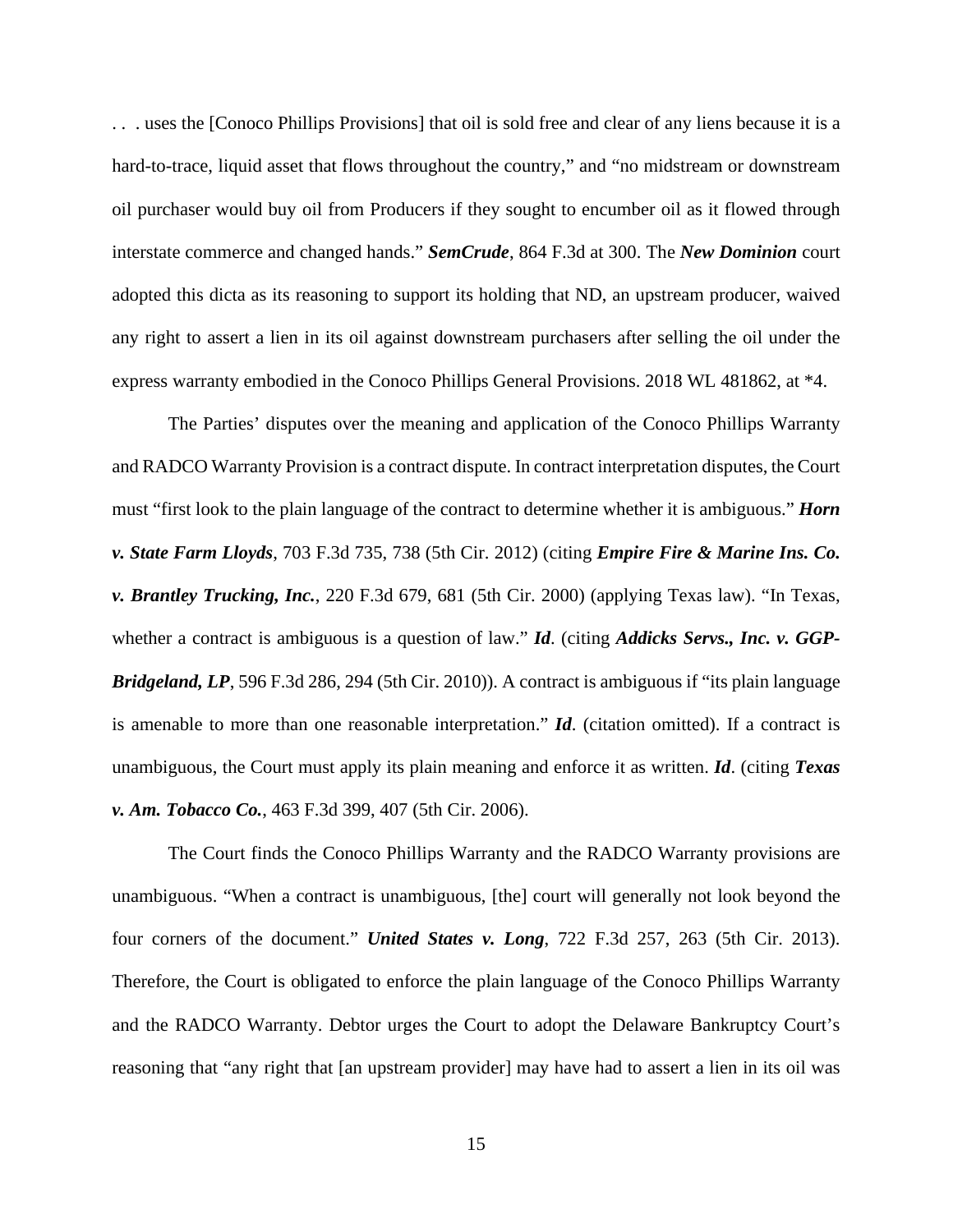. . . uses the [Conoco Phillips Provisions] that oil is sold free and clear of any liens because it is a hard-to-trace, liquid asset that flows throughout the country," and "no midstream or downstream oil purchaser would buy oil from Producers if they sought to encumber oil as it flowed through interstate commerce and changed hands." ***SemCrude***, 864 F.3d at 300. The ***New Dominion*** court adopted this dicta as its reasoning to support its holding that ND, an upstream producer, waived any right to assert a lien in its oil against downstream purchasers after selling the oil under the express warranty embodied in the Conoco Phillips General Provisions. 2018 WL 481862, at *4.

The Parties' disputes over the meaning and application of the Conoco Phillips Warranty and RADCO Warranty Provision is a contract dispute. In contract interpretation disputes, the Court must "first look to the plain language of the contract to determine whether it is ambiguous." ***Horn v. State Farm Lloyds***, 703 F.3d 735, 738 (5th Cir. 2012) (citing ***Empire Fire & Marine Ins. Co. v. Brantley Trucking, Inc.***, 220 F.3d 679, 681 (5th Cir. 2000) (applying Texas law). "In Texas, whether a contract is ambiguous is a question of law." ***Id***. (citing ***Addicks Servs., Inc. v. GGP-Bridgeland, LP***, 596 F.3d 286, 294 (5th Cir. 2010)). A contract is ambiguous if "its plain language is amenable to more than one reasonable interpretation." ***Id***. (citation omitted). If a contract is unambiguous, the Court must apply its plain meaning and enforce it as written. ***Id***. (citing ***Texas v. Am. Tobacco Co.***, 463 F.3d 399, 407 (5th Cir. 2006).

The Court finds the Conoco Phillips Warranty and the RADCO Warranty provisions are unambiguous. "When a contract is unambiguous, [the] court will generally not look beyond the four corners of the document." ***United States v. Long***, 722 F.3d 257, 263 (5th Cir. 2013). Therefore, the Court is obligated to enforce the plain language of the Conoco Phillips Warranty and the RADCO Warranty. Debtor urges the Court to adopt the Delaware Bankruptcy Court's reasoning that "any right that [an upstream provider] may have had to assert a lien in its oil was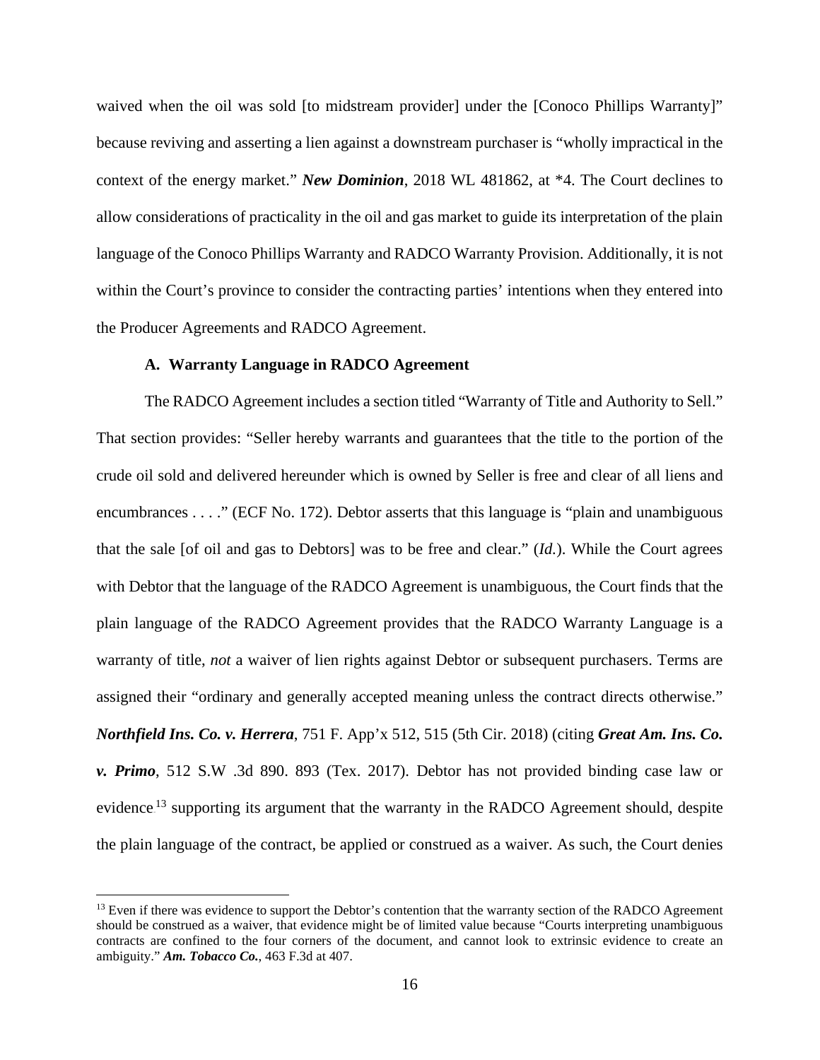waived when the oil was sold [to midstream provider] under the [Conoco Phillips Warranty]" because reviving and asserting a lien against a downstream purchaser is "wholly impractical in the context of the energy market." ***New Dominion***, 2018 WL 481862, at *4. The Court declines to allow considerations of practicality in the oil and gas market to guide its interpretation of the plain language of the Conoco Phillips Warranty and RADCO Warranty Provision. Additionally, it is not within the Court's province to consider the contracting parties' intentions when they entered into the Producer Agreements and RADCO Agreement.

### A. Warranty Language in RADCO Agreement

The RADCO Agreement includes a section titled "Warranty of Title and Authority to Sell." That section provides: "Seller hereby warrants and guarantees that the title to the portion of the crude oil sold and delivered hereunder which is owned by Seller is free and clear of all liens and encumbrances . . . ." (ECF No. 172). Debtor asserts that this language is "plain and unambiguous that the sale [of oil and gas to Debtors] was to be free and clear." (*Id.*). While the Court agrees with Debtor that the language of the RADCO Agreement is unambiguous, the Court finds that the plain language of the RADCO Agreement provides that the RADCO Warranty Language is a warranty of title, *not* a waiver of lien rights against Debtor or subsequent purchasers. Terms are assigned their "ordinary and generally accepted meaning unless the contract directs otherwise." ***Northfield Ins. Co. v. Herrera***, 751 F. App'x 512, 515 (5th Cir. 2018) (citing ***Great Am. Ins. Co. v. Primo***, 512 S.W .3d 890. 893 (Tex. 2017). Debtor has not provided binding case law or evidence[13] supporting its argument that the warranty in the RADCO Agreement should, despite the plain language of the contract, be applied or construed as a waiver. As such, the Court denies

[13] Even if there was evidence to support the Debtor's contention that the warranty section of the RADCO Agreement should be construed as a waiver, that evidence might be of limited value because "Courts interpreting unambiguous contracts are confined to the four corners of the document, and cannot look to extrinsic evidence to create an ambiguity." ***Am. Tobacco Co.***, 463 F.3d at 407.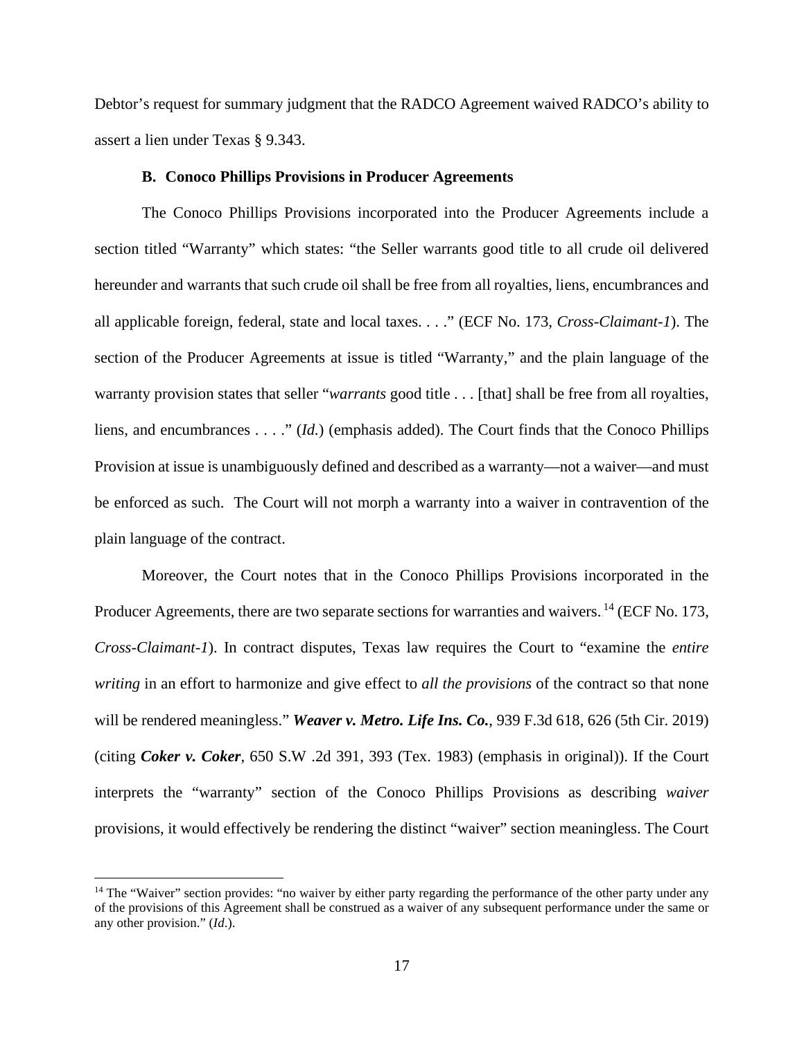Debtor's request for summary judgment that the RADCO Agreement waived RADCO's ability to assert a lien under Texas § 9.343.

### B. Conoco Phillips Provisions in Producer Agreements

The Conoco Phillips Provisions incorporated into the Producer Agreements include a section titled "Warranty" which states: "the Seller warrants good title to all crude oil delivered hereunder and warrants that such crude oil shall be free from all royalties, liens, encumbrances and all applicable foreign, federal, state and local taxes. . . ." (ECF No. 173, *Cross-Claimant-1*). The section of the Producer Agreements at issue is titled "Warranty," and the plain language of the warranty provision states that seller "*warrants* good title . . . [that] shall be free from all royalties, liens, and encumbrances . . . ." (*Id.*) (emphasis added). The Court finds that the Conoco Phillips Provision at issue is unambiguously defined and described as a warranty—not a waiver—and must be enforced as such. The Court will not morph a warranty into a waiver in contravention of the plain language of the contract.

Moreover, the Court notes that in the Conoco Phillips Provisions incorporated in the Producer Agreements, there are two separate sections for warranties and waivers.[14] (ECF No. 173, *Cross-Claimant-1*). In contract disputes, Texas law requires the Court to "examine the *entire writing* in an effort to harmonize and give effect to *all the provisions* of the contract so that none will be rendered meaningless." ***Weaver v. Metro. Life Ins. Co.***, 939 F.3d 618, 626 (5th Cir. 2019) (citing ***Coker v. Coker***, 650 S.W .2d 391, 393 (Tex. 1983) (emphasis in original)). If the Court interprets the "warranty" section of the Conoco Phillips Provisions as describing *waiver* provisions, it would effectively be rendering the distinct "waiver" section meaningless. The Court

[14] The "Waiver" section provides: "no waiver by either party regarding the performance of the other party under any of the provisions of this Agreement shall be construed as a waiver of any subsequent performance under the same or any other provision." (*Id*.).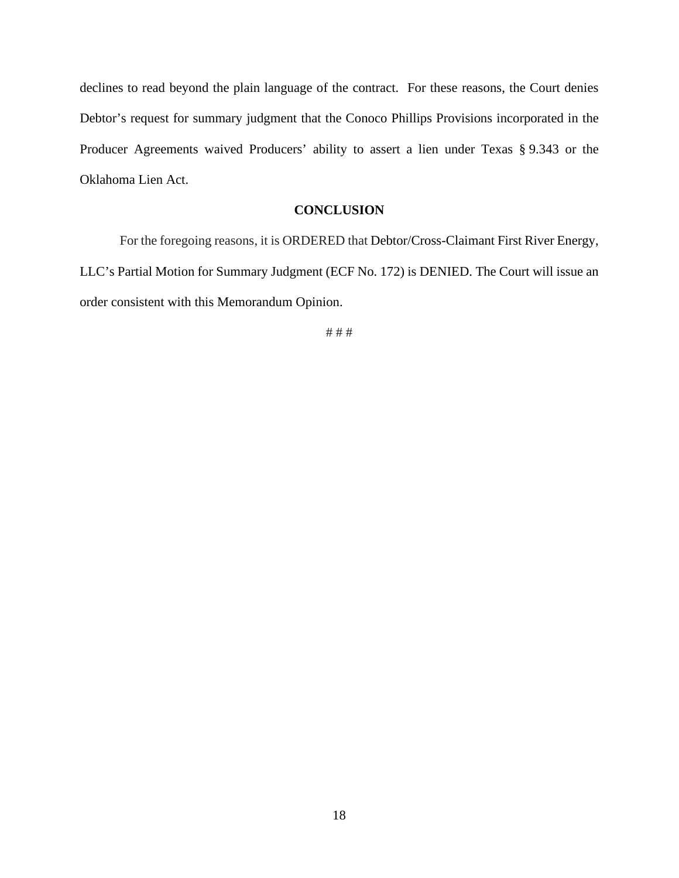declines to read beyond the plain language of the contract. For these reasons, the Court denies Debtor's request for summary judgment that the Conoco Phillips Provisions incorporated in the Producer Agreements waived Producers' ability to assert a lien under Texas § 9.343 or the Oklahoma Lien Act.

## CONCLUSION

For the foregoing reasons, it is ORDERED that Debtor/Cross-Claimant First River Energy, LLC's Partial Motion for Summary Judgment (ECF No. 172) is DENIED. The Court will issue an order consistent with this Memorandum Opinion.

# # #